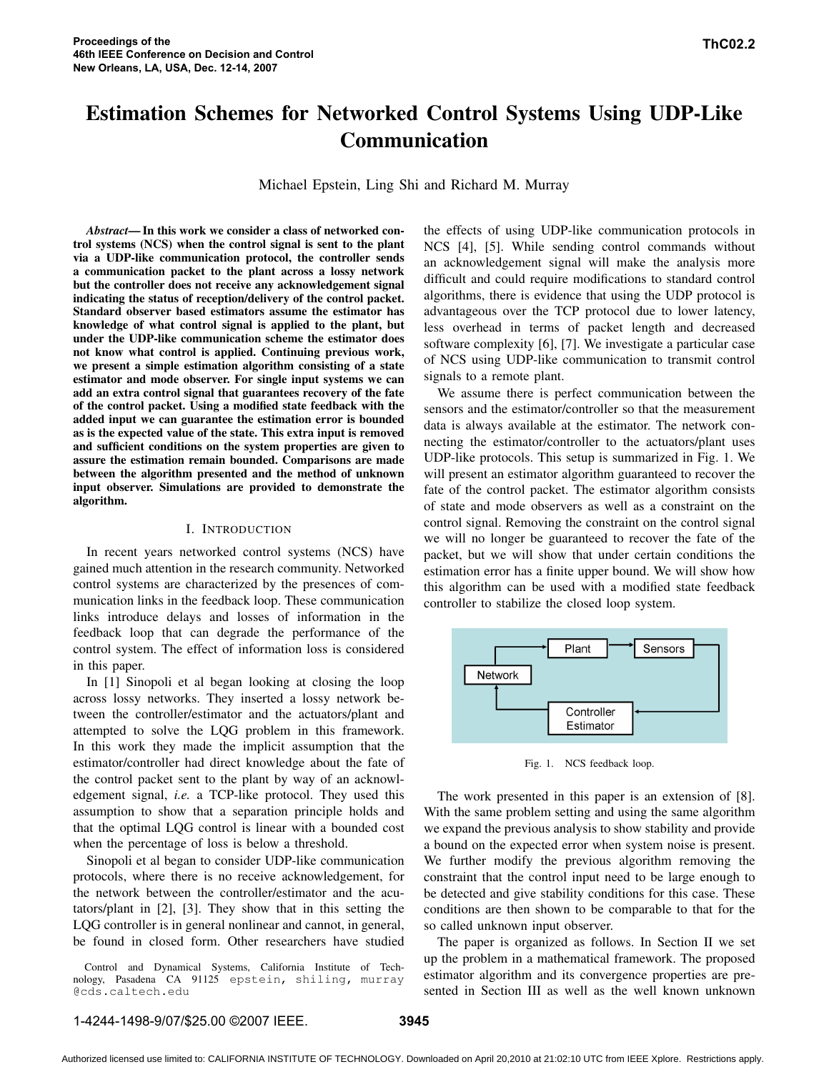# Estimation Schemes for Networked Control Systems Using UDP-Like Communication

Michael Epstein, Ling Shi and Richard M. Murray

***Abstract*— In this work we consider a class of networked control systems (NCS) when the control signal is sent to the plant via a UDP-like communication protocol, the controller sends a communication packet to the plant across a lossy network but the controller does not receive any acknowledgement signal indicating the status of reception/delivery of the control packet. Standard observer based estimators assume the estimator has knowledge of what control signal is applied to the plant, but under the UDP-like communication scheme the estimator does not know what control is applied. Continuing previous work, we present a simple estimation algorithm consisting of a state estimator and mode observer. For single input systems we can add an extra control signal that guarantees recovery of the fate of the control packet. Using a modified state feedback with the added input we can guarantee the estimation error is bounded as is the expected value of the state. This extra input is removed and sufficient conditions on the system properties are given to assure the estimation remain bounded. Comparisons are made between the algorithm presented and the method of unknown input observer. Simulations are provided to demonstrate the algorithm.**

## I. Introduction

In recent years networked control systems (NCS) have gained much attention in the research community. Networked control systems are characterized by the presences of communication links in the feedback loop. These communication links introduce delays and losses of information in the feedback loop that can degrade the performance of the control system. The effect of information loss is considered in this paper.

In [1] Sinopoli et al began looking at closing the loop across lossy networks. They inserted a lossy network between the controller/estimator and the actuators/plant and attempted to solve the LQG problem in this framework. In this work they made the implicit assumption that the estimator/controller had direct knowledge about the fate of the control packet sent to the plant by way of an acknowledgement signal, *i.e.* a TCP-like protocol. They used this assumption to show that a separation principle holds and that the optimal LQG control is linear with a bounded cost when the percentage of loss is below a threshold.

Sinopoli et al began to consider UDP-like communication protocols, where there is no receive acknowledgement, for the network between the controller/estimator and the acutators/plant in [2], [3]. They show that in this setting the LQG controller is in general nonlinear and cannot, in general, be found in closed form. Other researchers have studied the effects of using UDP-like communication protocols in NCS [4], [5]. While sending control commands without an acknowledgement signal will make the analysis more difficult and could require modifications to standard control algorithms, there is evidence that using the UDP protocol is advantageous over the TCP protocol due to lower latency, less overhead in terms of packet length and decreased software complexity [6], [7]. We investigate a particular case of NCS using UDP-like communication to transmit control signals to a remote plant.

We assume there is perfect communication between the sensors and the estimator/controller so that the measurement data is always available at the estimator. The network connecting the estimator/controller to the actuators/plant uses UDP-like protocols. This setup is summarized in Fig. 1. We will present an estimator algorithm guaranteed to recover the fate of the control packet. The estimator algorithm consists of state and mode observers as well as a constraint on the control signal. Removing the constraint on the control signal we will no longer be guaranteed to recover the fate of the packet, but we will show that under certain conditions the estimation error has a finite upper bound. We will show how this algorithm can be used with a modified state feedback controller to stabilize the closed loop system.

Plant

Sensors

Network

Controller Estimator

Fig. 1. NCS feedback loop.

The work presented in this paper is an extension of [8]. With the same problem setting and using the same algorithm we expand the previous analysis to show stability and provide a bound on the expected error when system noise is present. We further modify the previous algorithm removing the constraint that the control input need to be large enough to be detected and give stability conditions for this case. These conditions are then shown to be comparable to that for the so called unknown input observer.

The paper is organized as follows. In Section II we set up the problem in a mathematical framework. The proposed estimator algorithm and its convergence properties are presented in Section III as well as the well known unknown

Control and Dynamical Systems, California Institute of Technology, Pasadena CA 91125 epstein, shiling, murray @cds.caltech.edu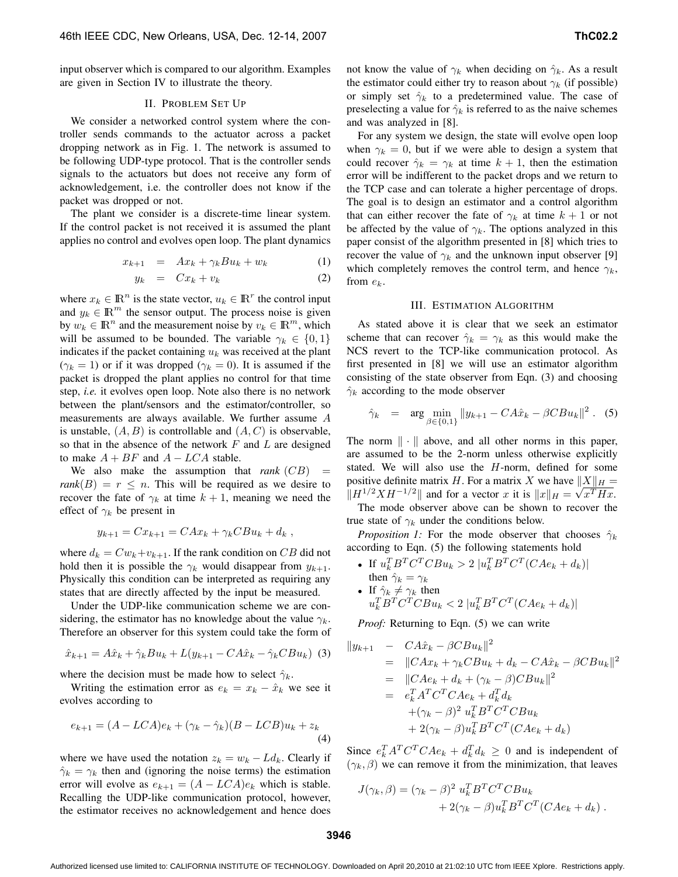input observer which is compared to our algorithm. Examples are given in Section IV to illustrate the theory.

## II. Problem Set Up

We consider a networked control system where the controller sends commands to the actuator across a packet dropping network as in Fig. 1. The network is assumed to be following UDP-type protocol. That is the controller sends signals to the actuators but does not receive any form of acknowledgement, i.e. the controller does not know if the packet was dropped or not.

The plant we consider is a discrete-time linear system. If the control packet is not received it is assumed the plant applies no control and evolves open loop. The plant dynamics

$$x_{k+1} = Ax_k + \gamma_k Bu_k + w_k \quad (1)$$

$$y_k = Cx_k + v_k \quad (2)$$

where $x_k \in \mathbb{R}^n$ is the state vector, $u_k \in \mathbb{R}^r$ the control input and $y_k \in \mathbb{R}^m$ the sensor output. The process noise is given by $w_k \in \mathbb{R}^n$ and the measurement noise by $v_k \in \mathbb{R}^m$, which will be assumed to be bounded. The variable $\gamma_k \in \{0, 1\}$ indicates if the packet containing $u_k$ was received at the plant ($\gamma_k = 1$) or if it was dropped ($\gamma_k = 0$). It is assumed if the packet is dropped the plant applies no control for that time step, *i.e.* it evolves open loop. Note also there is no network between the plant/sensors and the estimator/controller, so measurements are always available. We further assume $A$ is unstable, $(A, B)$ is controllable and $(A, C)$ is observable, so that in the absence of the network $F$ and $L$ are designed to make $A + BF$ and $A - LCA$ stable.

We also make the assumption that *rank* $(CB)$ = *rank*$(B) = r \leq n$. This will be required as we desire to recover the fate of $\gamma_k$ at time $k + 1$, meaning we need the effect of $\gamma_k$ be present in

$$y_{k+1} = Cx_{k+1} = CAx_k + \gamma_k CBu_k + d_k \ ,$$

where $d_k = Cw_k + v_{k+1}$. If the rank condition on $CB$ did not hold then it is possible the $\gamma_k$ would disappear from $y_{k+1}$. Physically this condition can be interpreted as requiring any states that are directly affected by the input be measured.

Under the UDP-like communication scheme we are considering, the estimator has no knowledge about the value $\gamma_k$. Therefore an observer for this system could take the form of

$$\hat{x}_{k+1} = A\hat{x}_k + \hat{\gamma}_k Bu_k + L(y_{k+1} - CA\hat{x}_k - \hat{\gamma}_k CBu_k) \quad (3)$$

where the decision must be made how to select $\hat{\gamma}_k$.

Writing the estimation error as $e_k = x_k - \hat{x}_k$ we see it evolves according to

$$e_{k+1} = (A - LCA)e_k + (\gamma_k - \hat{\gamma}_k)(B - LCB)u_k + z_k \quad (4)$$

where we have used the notation $z_k = w_k - Ld_k$. Clearly if $\hat{\gamma}_k = \gamma_k$ then and (ignoring the noise terms) the estimation error will evolve as $e_{k+1} = (A - LCA)e_k$ which is stable. Recalling the UDP-like communication protocol, however, the estimator receives no acknowledgement and hence does not know the value of $\gamma_k$ when deciding on $\hat{\gamma}_k$. As a result the estimator could either try to reason about $\gamma_k$ (if possible) or simply set $\hat{\gamma}_k$ to a predetermined value. The case of preselecting a value for $\hat{\gamma}_k$ is referred to as the naive schemes and was analyzed in [8].

For any system we design, the state will evolve open loop when $\gamma_k = 0$, but if we were able to design a system that could recover $\hat{\gamma}_k = \gamma_k$ at time $k + 1$, then the estimation error will be indifferent to the packet drops and we return to the TCP case and can tolerate a higher percentage of drops. The goal is to design an estimator and a control algorithm that can either recover the fate of $\gamma_k$ at time $k + 1$ or not be affected by the value of $\gamma_k$. The options analyzed in this paper consist of the algorithm presented in [8] which tries to recover the value of $\gamma_k$ and the unknown input observer [9] which completely removes the control term, and hence $\gamma_k$, from $e_k$.

## III. Estimation Algorithm

As stated above it is clear that we seek an estimator scheme that can recover $\hat{\gamma}_k = \gamma_k$ as this would make the NCS revert to the TCP-like communication protocol. As first presented in [8] we will use an estimator algorithm consisting of the state observer from Eqn. (3) and choosing $\hat{\gamma}_k$ according to the mode observer

$$\hat{\gamma}_k = \arg\min_{\beta \in \{0,1\}} \|y_{k+1} - CA\hat{x}_k - \beta CBu_k\|^2 \ . \quad (5)$$

The norm $\|\cdot\|$ above, and all other norms in this paper, are assumed to be the 2-norm unless otherwise explicitly stated. We will also use the $H$-norm, defined for some positive definite matrix $H$. For a matrix $X$ we have $\|X\|_H = \|H^{1/2}XH^{-1/2}\|$ and for a vector $x$ it is $\|x\|_H = \sqrt{x^T Hx}$.

The mode observer above can be shown to recover the true state of $\gamma_k$ under the conditions below.

*Proposition 1:* For the mode observer that chooses $\hat{\gamma}_k$ according to Eqn. (5) the following statements hold

- If $u_k^T B^T C^T CBu_k > 2\,|u_k^T B^T C^T (CAe_k + d_k)|$ then $\hat{\gamma}_k = \gamma_k$
- If $\hat{\gamma}_k \neq \gamma_k$ then $u_k^T B^T C^T CBu_k < 2\,|u_k^T B^T C^T (CAe_k + d_k)|$

*Proof:* Returning to Eqn. (5) we can write

$$\begin{aligned}
\|y_{k+1} &- CA\hat{x}_k - \beta CBu_k\|^2 \\
&= \|CAx_k + \gamma_k CBu_k + d_k - CA\hat{x}_k - \beta CBu_k\|^2 \\
&= \|CAe_k + d_k + (\gamma_k - \beta)CBu_k\|^2 \\
&= e_k^T A^T C^T CAe_k + d_k^T d_k \\
&\quad + (\gamma_k - \beta)^2 \ u_k^T B^T C^T CBu_k \\
&\quad + 2(\gamma_k - \beta)u_k^T B^T C^T (CAe_k + d_k)
\end{aligned}$$

Since $e_k^T A^T C^T CAe_k + d_k^T d_k \geq 0$ and is independent of $(\gamma_k, \beta)$ we can remove it from the minimization, that leaves

$$\begin{aligned}
J(\gamma_k, \beta) = (\gamma_k - \beta)^2 \ &u_k^T B^T C^T CBu_k \\
&+ 2(\gamma_k - \beta)u_k^T B^T C^T (CAe_k + d_k) \ .
\end{aligned}$$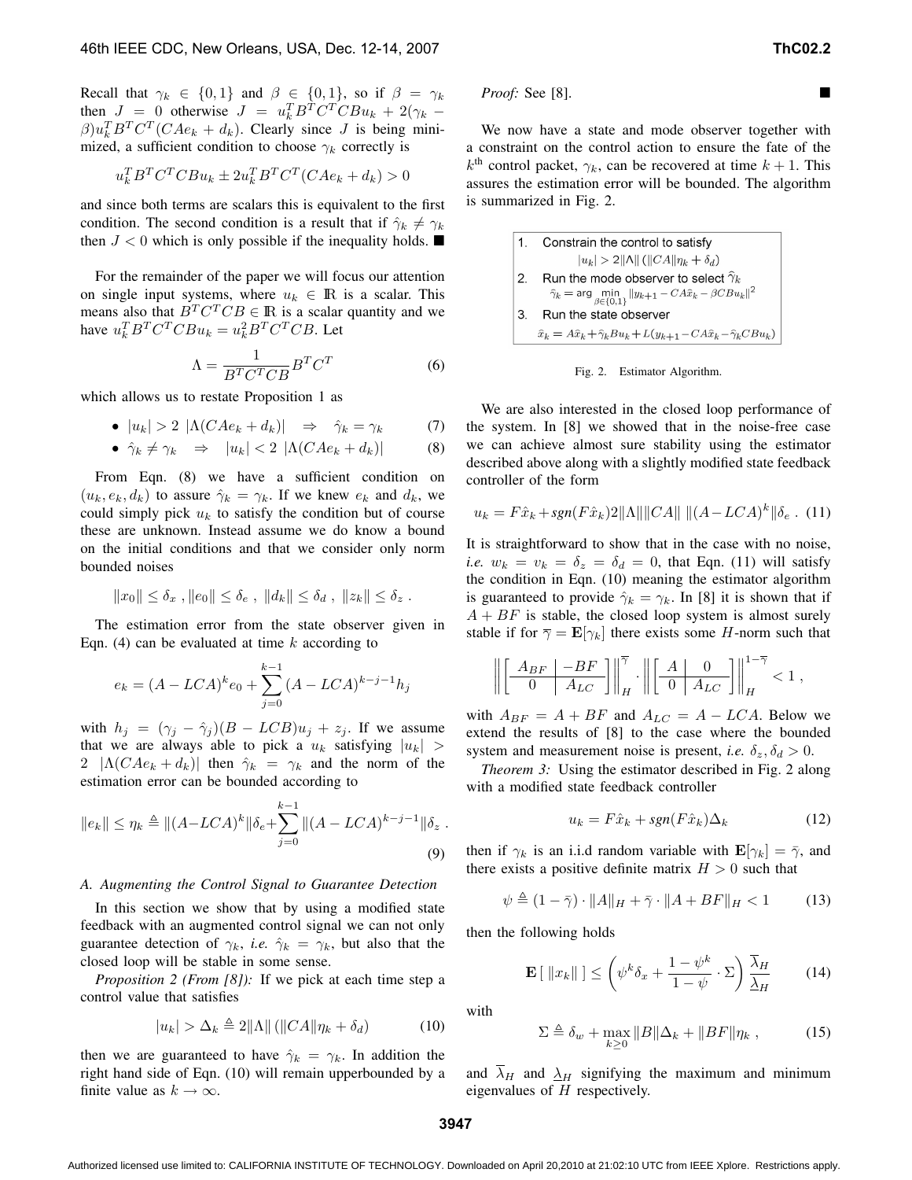Recall that $\gamma_k \in \{0,1\}$ and $\beta \in \{0,1\}$, so if $\beta = \gamma_k$ then $J = 0$ otherwise $J = u_k^T B^T C^T C B u_k + 2(\gamma_k - \beta) u_k^T B^T C^T (CAe_k + d_k)$. Clearly since $J$ is being minimized, a sufficient condition to choose $\gamma_k$ correctly is

$$u_k^T B^T C^T C B u_k \pm 2 u_k^T B^T C^T (CAe_k + d_k) > 0$$

and since both terms are scalars this is equivalent to the first condition. The second condition is a result that if $\hat{\gamma}_k \neq \gamma_k$ then $J < 0$ which is only possible if the inequality holds. ■

For the remainder of the paper we will focus our attention on single input systems, where $u_k \in \mathbb{R}$ is a scalar. This means also that $B^T C^T C B \in \mathbb{R}$ is a scalar quantity and we have $u_k^T B^T C^T C B u_k = u_k^2 B^T C^T C B$. Let

$$\Lambda = \frac{1}{B^T C^T C B} B^T C^T \tag{6}$$

which allows us to restate Proposition 1 as

- $|u_k| > 2\ |\Lambda(CAe_k + d_k)| \quad \Rightarrow \quad \hat{\gamma}_k = \gamma_k \qquad (7)$
- $\hat{\gamma}_k \neq \gamma_k \quad \Rightarrow \quad |u_k| < 2\ |\Lambda(CAe_k + d_k)| \qquad (8)$

From Eqn. (8) we have a sufficient condition on $(u_k, e_k, d_k)$ to assure $\hat{\gamma}_k = \gamma_k$. If we knew $e_k$ and $d_k$, we could simply pick $u_k$ to satisfy the condition but of course these are unknown. Instead assume we do know a bound on the initial conditions and that we consider only norm bounded noises

$$\|x_0\| \leq \delta_x\ , \|e_0\| \leq \delta_e\ ,\ \|d_k\| \leq \delta_d\ ,\ \|z_k\| \leq \delta_z\ .$$

The estimation error from the state observer given in Eqn. (4) can be evaluated at time $k$ according to

$$e_k = (A - LCA)^k e_0 + \sum_{j=0}^{k-1} (A - LCA)^{k-j-1} h_j$$

with $h_j = (\gamma_j - \hat{\gamma}_j)(B - LCB)u_j + z_j$. If we assume that we are always able to pick a $u_k$ satisfying $|u_k| > 2\ |\Lambda(CAe_k + d_k)|$ then $\hat{\gamma}_k = \gamma_k$ and the norm of the estimation error can be bounded according to

$$\|e_k\| \leq \eta_k \triangleq \|(A - LCA)^k\|\delta_e + \sum_{j=0}^{k-1} \|(A - LCA)^{k-j-1}\|\delta_z\ . \tag{9}$$

### A. Augmenting the Control Signal to Guarantee Detection

In this section we show that by using a modified state feedback with an augmented control signal we can not only guarantee detection of $\gamma_k$, *i.e.* $\hat{\gamma}_k = \gamma_k$, but also that the closed loop will be stable in some sense.

*Proposition 2 (From [8]):* If we pick at each time step a control value that satisfies

$$|u_k| > \Delta_k \triangleq 2\|\Lambda\| \left(\|CA\|\eta_k + \delta_d\right) \tag{10}$$

then we are guaranteed to have $\hat{\gamma}_k = \gamma_k$. In addition the right hand side of Eqn. (10) will remain upperbounded by a finite value as $k \to \infty$.

*Proof:* See [8]. ■

We now have a state and mode observer together with a constraint on the control action to ensure the fate of the $k^{\text{th}}$ control packet, $\gamma_k$, can be recovered at time $k+1$. This assures the estimation error will be bounded. The algorithm is summarized in Fig. 2.

1. Constrain the control to satisfy
   $$|u_k| > 2\|\Lambda\| \left(\|CA\|\eta_k + \delta_d\right)$$
2. Run the mode observer to select $\hat{\gamma}_k$
   $$\hat{\gamma}_k = \arg\min_{\beta \in \{0,1\}} \|y_{k+1} - CA\hat{x}_k - \beta CBu_k\|^2$$
3. Run the state observer
   $$\hat{x}_k = A\hat{x}_k + \hat{\gamma}_k Bu_k + L(y_{k+1} - CA\hat{x}_k - \hat{\gamma}_k CBu_k)$$

Fig. 2. Estimator Algorithm.

We are also interested in the closed loop performance of the system. In [8] we showed that in the noise-free case we can achieve almost sure stability using the estimator described above along with a slightly modified state feedback controller of the form

$$u_k = F\hat{x}_k + sgn(F\hat{x}_k) 2\|\Lambda\|\|CA\|\ \|(A - LCA)^k\|\delta_e\ . \tag{11}$$

It is straightforward to show that in the case with no noise, *i.e.* $w_k = v_k = \delta_z = \delta_d = 0$, that Eqn. (11) will satisfy the condition in Eqn. (10) meaning the estimator algorithm is guaranteed to provide $\hat{\gamma}_k = \gamma_k$. In [8] it is shown that if $A + BF$ is stable, the closed loop system is almost surely stable if for $\overline{\gamma} = \mathbf{E}[\gamma_k]$ there exists some $H$-norm such that

$$\left\| \left[ \begin{array}{c|c} A_{BF} & -BF \\ \hline 0 & A_{LC} \end{array} \right] \right\|_H^{\overline{\gamma}} \cdot \left\| \left[ \begin{array}{c|c} A & 0 \\ \hline 0 & A_{LC} \end{array} \right] \right\|_H^{1-\overline{\gamma}} < 1\ ,$$

with $A_{BF} = A + BF$ and $A_{LC} = A - LCA$. Below we extend the results of [8] to the case where the bounded system and measurement noise is present, *i.e.* $\delta_z, \delta_d > 0$.

*Theorem 3:* Using the estimator described in Fig. 2 along with a modified state feedback controller

$$u_k = F\hat{x}_k + sgn(F\hat{x}_k)\Delta_k \tag{12}$$

then if $\gamma_k$ is an i.i.d random variable with $\mathbf{E}[\gamma_k] = \bar{\gamma}$, and there exists a positive definite matrix $H > 0$ such that

$$\psi \triangleq (1 - \bar{\gamma}) \cdot \|A\|_H + \bar{\gamma} \cdot \|A + BF\|_H < 1 \tag{13}$$

then the following holds

$$\mathbf{E}\left[\ \|x_k\|\ \right] \leq \left(\psi^k \delta_x + \frac{1 - \psi^k}{1 - \psi} \cdot \Sigma\right) \frac{\overline{\lambda}_H}{\underline{\lambda}_H} \tag{14}$$

with

$$\Sigma \triangleq \delta_w + \max_{k \geq 0} \|B\|\Delta_k + \|BF\|\eta_k\ , \tag{15}$$

and $\overline{\lambda}_H$ and $\underline{\lambda}_H$ signifying the maximum and minimum eigenvalues of $H$ respectively.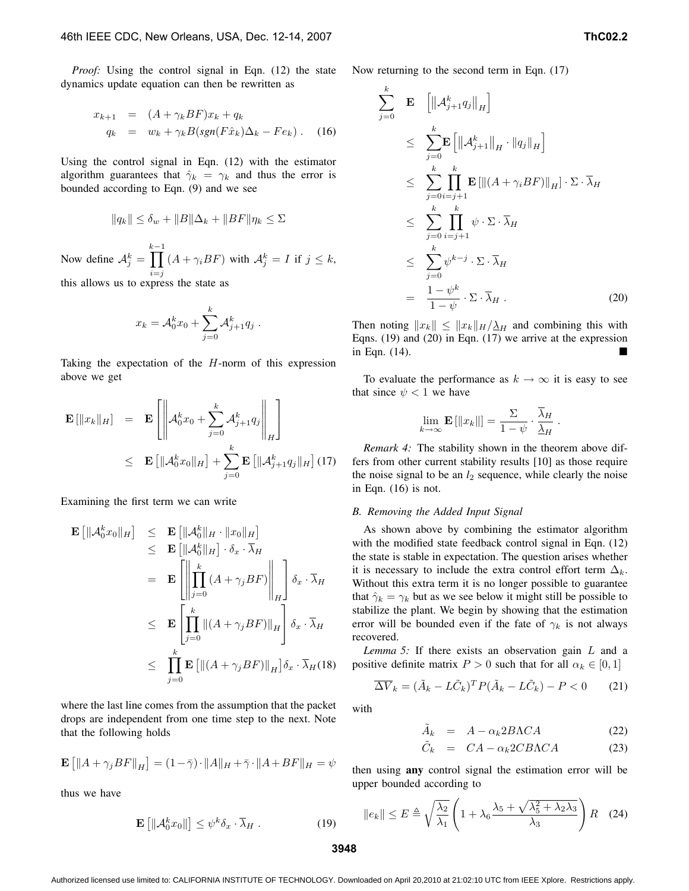*Proof:* Using the control signal in Eqn. (12) the state dynamics update equation can then be rewritten as

$$
\begin{aligned}
x_{k+1} &= (A + \gamma_k BF)x_k + q_k \\
q_k &= w_k + \gamma_k B(sgn(F\hat{x}_k)\Delta_k - Fe_k) \, . \quad (16)
\end{aligned}
$$

Using the control signal in Eqn. (12) with the estimator algorithm guarantees that $\hat{\gamma}_k = \gamma_k$ and thus the error is bounded according to Eqn. (9) and we see

$$
\|q_k\| \leq \delta_w + \|B\|\Delta_k + \|BF\|\eta_k \leq \Sigma
$$

Now define $\mathcal{A}_j^k = \prod_{i=j}^{k-1}(A + \gamma_i BF)$ with $\mathcal{A}_j^k = I$ if $j \leq k$, this allows us to express the state as

$$
x_k = \mathcal{A}_0^k x_0 + \sum_{j=0}^{k} \mathcal{A}_{j+1}^k q_j \, .
$$

Taking the expectation of the $H$-norm of this expression above we get

$$
\begin{aligned}
\mathbf{E}\left[\|x_k\|_H\right] &= \mathbf{E}\left[\left\|\mathcal{A}_0^k x_0 + \sum_{j=0}^{k} \mathcal{A}_{j+1}^k q_j\right\|_H\right] \\
&\leq \mathbf{E}\left[\|\mathcal{A}_0^k x_0\|_H\right] + \sum_{j=0}^{k}\mathbf{E}\left[\|\mathcal{A}_{j+1}^k q_j\|_H\right] \quad (17)
\end{aligned}
$$

Examining the first term we can write

$$
\begin{aligned}
\mathbf{E}\left[\|\mathcal{A}_0^k x_0\|_H\right] &\leq \mathbf{E}\left[\|\mathcal{A}_0^k\|_H \cdot \|x_0\|_H\right] \\
&\leq \mathbf{E}\left[\|\mathcal{A}_0^k\|_H\right] \cdot \delta_x \cdot \overline{\lambda}_H \\
&= \mathbf{E}\left[\left\|\prod_{j=0}^{k}(A + \gamma_j BF)\right\|_H\right] \delta_x \cdot \overline{\lambda}_H \\
&\leq \mathbf{E}\left[\prod_{j=0}^{k}\|(A + \gamma_j BF)\|_H\right] \delta_x \cdot \overline{\lambda}_H \\
&\leq \prod_{j=0}^{k}\mathbf{E}\left[\|(A + \gamma_j BF)\|_H\right]\delta_x \cdot \overline{\lambda}_H \quad (18)
\end{aligned}
$$

where the last line comes from the assumption that the packet drops are independent from one time step to the next. Note that the following holds

$$
\mathbf{E}\left[\|A + \gamma_j BF\|_H\right] = (1-\bar{\gamma}) \cdot \|A\|_H + \bar{\gamma} \cdot \|A + BF\|_H = \psi
$$

thus we have

$$
\mathbf{E}\left[\|\mathcal{A}_0^k x_0\|\right] \leq \psi^k \delta_x \cdot \overline{\lambda}_H \, . \quad (19)
$$

Now returning to the second term in Eqn. (17)

$$
\begin{aligned}
\sum_{j=0}^{k} \quad \mathbf{E} \quad &\left[\left\|\mathcal{A}_{j+1}^k q_j\right\|_H\right] \\
&\leq \sum_{j=0}^{k}\mathbf{E}\left[\left\|\mathcal{A}_{j+1}^k\right\|_H \cdot \|q_j\|_H\right] \\
&\leq \sum_{j=0}^{k}\prod_{i=j+1}^{k}\mathbf{E}\left[\|(A + \gamma_i BF)\|_H\right] \cdot \Sigma \cdot \overline{\lambda}_H \\
&\leq \sum_{j=0}^{k}\prod_{i=j+1}^{k}\psi \cdot \Sigma \cdot \overline{\lambda}_H \\
&\leq \sum_{j=0}^{k}\psi^{k-j} \cdot \Sigma \cdot \overline{\lambda}_H \\
&= \frac{1-\psi^k}{1-\psi} \cdot \Sigma \cdot \overline{\lambda}_H \, . \quad (20)
\end{aligned}
$$

Then noting $\|x_k\| \leq \|x_k\|_H / \underline{\lambda}_H$ and combining this with Eqns. (19) and (20) in Eqn. (17) we arrive at the expression in Eqn. (14). ∎

To evaluate the performance as $k \to \infty$ it is easy to see that since $\psi < 1$ we have

$$
\lim_{k\to\infty}\mathbf{E}\left[\|x_k\|\right] = \frac{\Sigma}{1-\psi} \cdot \frac{\overline{\lambda}_H}{\underline{\lambda}_H} \, .
$$

*Remark 4:* The stability shown in the theorem above differs from other current stability results [10] as those require the noise signal to be an $l_2$ sequence, while clearly the noise in Eqn. (16) is not.

### B. Removing the Added Input Signal

As shown above by combining the estimator algorithm with the modified state feedback control signal in Eqn. (12) the state is stable in expectation. The question arises whether it is necessary to include the extra control effort term $\Delta_k$. Without this extra term it is no longer possible to guarantee that $\hat{\gamma}_k = \gamma_k$ but as we see below it might still be possible to stabilize the plant. We begin by showing that the estimation error will be bounded even if the fate of $\gamma_k$ is not always recovered.

*Lemma 5:* If there exists an observation gain $L$ and a positive definite matrix $P > 0$ such that for all $\alpha_k \in [0, 1]$

$$
\overline{\Delta V}_k = (\tilde{A}_k - L\tilde{C}_k)^T P(\tilde{A}_k - L\tilde{C}_k) - P < 0 \quad (21)
$$

with

$$
\begin{aligned}
\tilde{A}_k &= A - \alpha_k 2B\Lambda CA \quad (22) \\
\tilde{C}_k &= CA - \alpha_k 2CB\Lambda CA \quad (23)
\end{aligned}
$$

then using **any** control signal the estimation error will be upper bounded according to

$$
\|e_k\| \leq E \triangleq \sqrt{\frac{\lambda_2}{\lambda_1}}\left(1 + \lambda_6\frac{\lambda_5 + \sqrt{\lambda_5^2 + \lambda_2\lambda_3}}{\lambda_3}\right)R \quad (24)
$$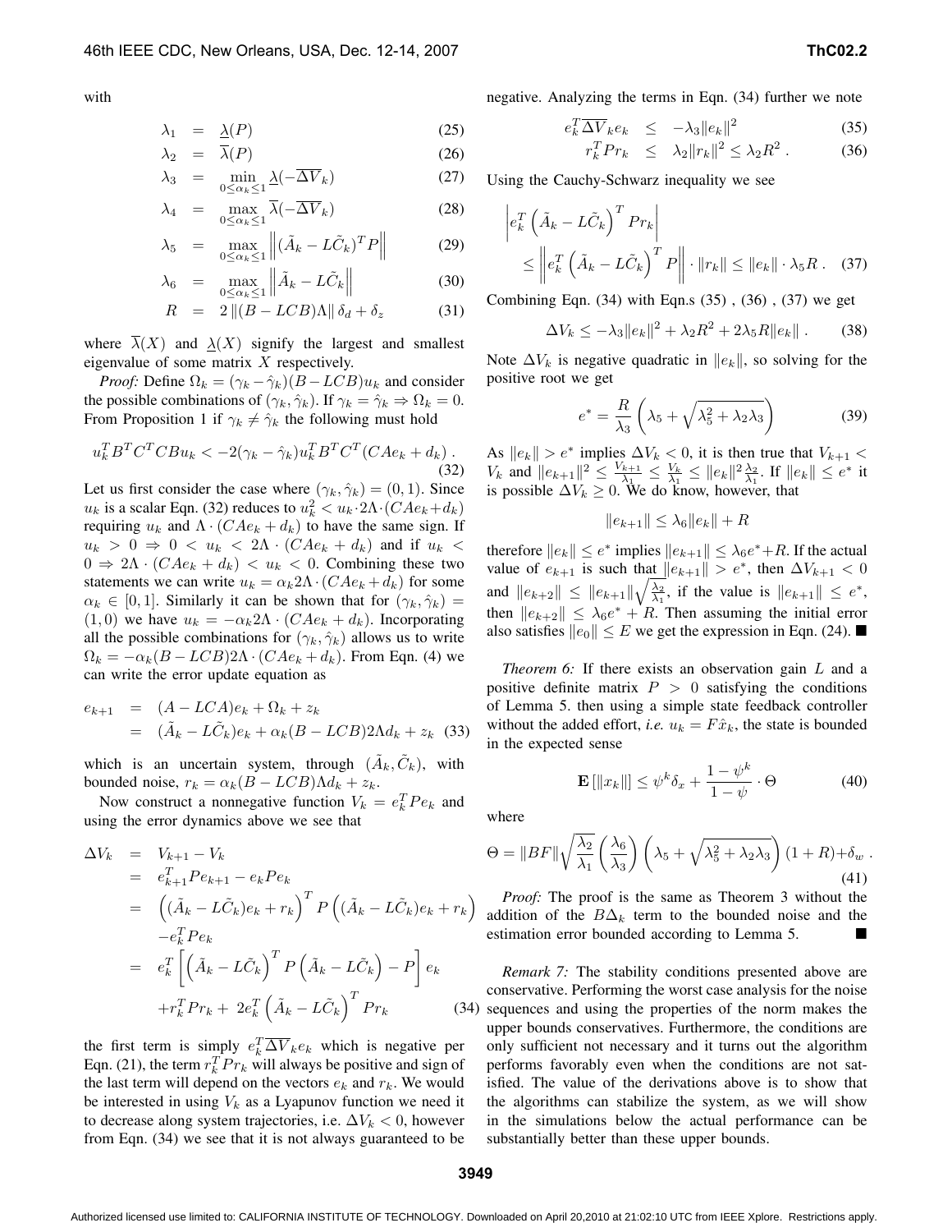with

$$\lambda_1 = \underline{\lambda}(P) \tag{25}$$

$$\lambda_2 = \overline{\lambda}(P) \tag{26}$$

$$\lambda_3 = \min_{0 \le \alpha_k \le 1} \underline{\lambda}(-\overline{\Delta V}_k) \tag{27}$$

$$\lambda_4 = \max_{0 \le \alpha_k \le 1} \overline{\lambda}(-\overline{\Delta V}_k) \tag{28}$$

$$\lambda_5 = \max_{0 \le \alpha_k \le 1} \left\| (\tilde{A}_k - L\tilde{C}_k)^T P \right\| \tag{29}$$

$$\lambda_6 = \max_{0 \le \alpha_k \le 1} \left\| \tilde{A}_k - L\tilde{C}_k \right\| \tag{30}$$

$$R = 2 \left\| (B - LCB)\Lambda \right\| \delta_d + \delta_z \tag{31}$$

where $\overline{\lambda}(X)$ and $\underline{\lambda}(X)$ signify the largest and smallest eigenvalue of some matrix $X$ respectively.

*Proof:* Define $\Omega_k = (\gamma_k - \hat{\gamma}_k)(B - LCB)u_k$ and consider the possible combinations of $(\gamma_k, \hat{\gamma}_k)$. If $\gamma_k = \hat{\gamma}_k \Rightarrow \Omega_k = 0$. From Proposition 1 if $\gamma_k \neq \hat{\gamma}_k$ the following must hold

$$u_k^T B^T C^T C B u_k < -2(\gamma_k - \hat{\gamma}_k) u_k^T B^T C^T (CAe_k + d_k) \,. \tag{32}$$

Let us first consider the case where $(\gamma_k, \hat{\gamma}_k) = (0, 1)$. Since $u_k$ is a scalar Eqn. (32) reduces to $u_k^2 < u_k \cdot 2\Lambda \cdot (CAe_k + d_k)$ requiring $u_k$ and $\Lambda \cdot (CAe_k + d_k)$ to have the same sign. If $u_k > 0 \Rightarrow 0 < u_k < 2\Lambda \cdot (CAe_k + d_k)$ and if $u_k < 0 \Rightarrow 2\Lambda \cdot (CAe_k + d_k) < u_k < 0$. Combining these two statements we can write $u_k = \alpha_k 2\Lambda \cdot (CAe_k + d_k)$ for some $\alpha_k \in [0, 1]$. Similarly it can be shown that for $(\gamma_k, \hat{\gamma}_k) = (1, 0)$ we have $u_k = -\alpha_k 2\Lambda \cdot (CAe_k + d_k)$. Incorporating all the possible combinations for $(\gamma_k, \hat{\gamma}_k)$ allows us to write $\Omega_k = -\alpha_k (B - LCB) 2\Lambda \cdot (CAe_k + d_k)$. From Eqn. (4) we can write the error update equation as

$$\begin{aligned} e_{k+1} &= (A - LCA)e_k + \Omega_k + z_k \\ &= (\tilde{A}_k - L\tilde{C}_k)e_k + \alpha_k (B - LCB) 2\Lambda d_k + z_k \end{aligned} \tag{33}$$

which is an uncertain system, through $(\tilde{A}_k, \tilde{C}_k)$, with bounded noise, $r_k = \alpha_k (B - LCB)\Lambda d_k + z_k$.

Now construct a nonnegative function $V_k = e_k^T P e_k$ and using the error dynamics above we see that

$$\begin{aligned} \Delta V_k &= V_{k+1} - V_k \\ &= e_{k+1}^T P e_{k+1} - e_k P e_k \\ &= \left( (\tilde{A}_k - L\tilde{C}_k)e_k + r_k \right)^T P \left( (\tilde{A}_k - L\tilde{C}_k)e_k + r_k \right) \\ &\quad - e_k^T P e_k \\ &= e_k^T \left[ \left( \tilde{A}_k - L\tilde{C}_k \right)^T P \left( \tilde{A}_k - L\tilde{C}_k \right) - P \right] e_k \\ &\quad + r_k^T P r_k + \; 2 e_k^T \left( \tilde{A}_k - L\tilde{C}_k \right)^T P r_k \end{aligned} \tag{34}$$

the first term is simply $e_k^T \overline{\Delta V}_k e_k$ which is negative per Eqn. (21), the term $r_k^T P r_k$ will always be positive and sign of the last term will depend on the vectors $e_k$ and $r_k$. We would be interested in using $V_k$ as a Lyapunov function we need it to decrease along system trajectories, i.e. $\Delta V_k < 0$, however from Eqn. (34) we see that it is not always guaranteed to be negative. Analyzing the terms in Eqn. (34) further we note

$$e_k^T \overline{\Delta V}_k e_k \le -\lambda_3 \|e_k\|^2 \tag{35}$$

$$r_k^T P r_k \le \lambda_2 \|r_k\|^2 \le \lambda_2 R^2 \,. \tag{36}$$

Using the Cauchy-Schwarz inequality we see

$$\begin{aligned} &\left| e_k^T \left( \tilde{A}_k - L\tilde{C}_k \right)^T P r_k \right| \\ &\quad \le \left\| e_k^T \left( \tilde{A}_k - L\tilde{C}_k \right)^T P \right\| \cdot \|r_k\| \le \|e_k\| \cdot \lambda_5 R \,. \end{aligned} \tag{37}$$

Combining Eqn. (34) with Eqn.s (35) , (36) , (37) we get

$$\Delta V_k \le -\lambda_3 \|e_k\|^2 + \lambda_2 R^2 + 2\lambda_5 R \|e_k\| \,. \tag{38}$$

Note $\Delta V_k$ is negative quadratic in $\|e_k\|$, so solving for the positive root we get

$$e^* = \frac{R}{\lambda_3} \left( \lambda_5 + \sqrt{\lambda_5^2 + \lambda_2 \lambda_3} \right) \tag{39}$$

As $\|e_k\| > e^*$ implies $\Delta V_k < 0$, it is then true that $V_{k+1} < V_k$ and $\|e_{k+1}\|^2 \le \frac{V_{k+1}}{\lambda_1} \le \frac{V_k}{\lambda_1} \le \|e_k\|^2 \frac{\lambda_2}{\lambda_1}$. If $\|e_k\| \le e^*$ it is possible $\Delta V_k \ge 0$. We do know, however, that

$$\|e_{k+1}\| \le \lambda_6 \|e_k\| + R$$

therefore $\|e_k\| \le e^*$ implies $\|e_{k+1}\| \le \lambda_6 e^* + R$. If the actual value of $e_{k+1}$ is such that $\|e_{k+1}\| > e^*$, then $\Delta V_{k+1} < 0$ and $\|e_{k+2}\| \le \|e_{k+1}\| \sqrt{\frac{\lambda_2}{\lambda_1}}$, if the value is $\|e_{k+1}\| \le e^*$, then $\|e_{k+2}\| \le \lambda_6 e^* + R$. Then assuming the initial error also satisfies $\|e_0\| \le E$ we get the expression in Eqn. (24). ■

*Theorem 6:* If there exists an observation gain $L$ and a positive definite matrix $P > 0$ satisfying the conditions of Lemma 5. then using a simple state feedback controller without the added effort, *i.e.* $u_k = F\hat{x}_k$, the state is bounded in the expected sense

$$\mathbf{E}\left[ \|x_k\| \right] \le \psi^k \delta_x + \frac{1 - \psi^k}{1 - \psi} \cdot \Theta \tag{40}$$

where

$$\Theta = \|BF\| \sqrt{\frac{\lambda_2}{\lambda_1}} \left( \frac{\lambda_6}{\lambda_3} \right) \left( \lambda_5 + \sqrt{\lambda_5^2 + \lambda_2 \lambda_3} \right) (1 + R) + \delta_w \,. \tag{41}$$

*Proof:* The proof is the same as Theorem 3 without the addition of the $B\Delta_k$ term to the bounded noise and the estimation error bounded according to Lemma 5. ■

*Remark 7:* The stability conditions presented above are conservative. Performing the worst case analysis for the noise sequences and using the properties of the norm makes the upper bounds conservatives. Furthermore, the conditions are only sufficient not necessary and it turns out the algorithm performs favorably even when the conditions are not satisfied. The value of the derivations above is to show that the algorithms can stabilize the system, as we will show in the simulations below the actual performance can be substantially better than these upper bounds.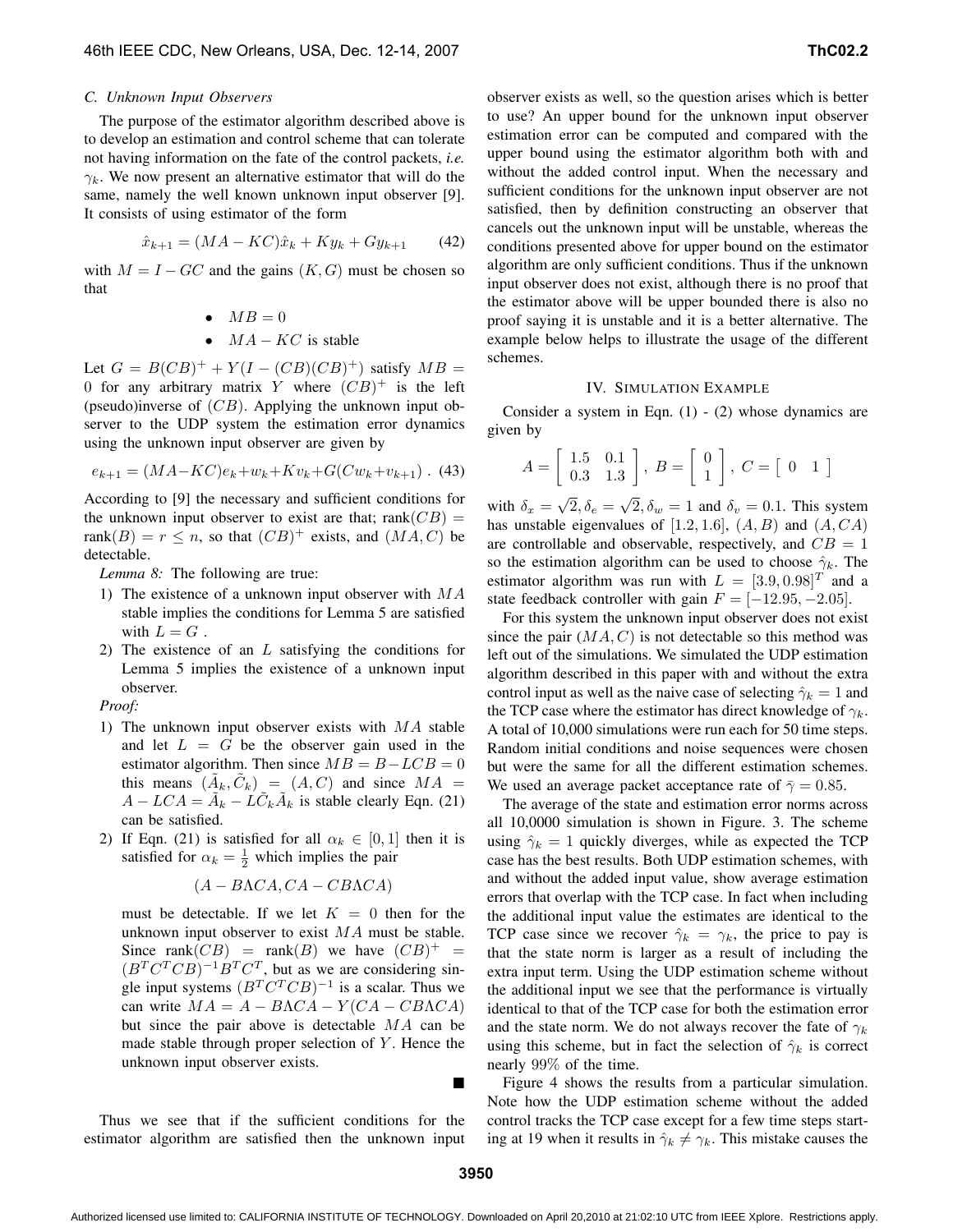### C. Unknown Input Observers

The purpose of the estimator algorithm described above is to develop an estimation and control scheme that can tolerate not having information on the fate of the control packets, *i.e.* $\gamma_k$. We now present an alternative estimator that will do the same, namely the well known unknown input observer [9]. It consists of using estimator of the form

$$\hat{x}_{k+1} = (MA - KC)\hat{x}_k + Ky_k + Gy_{k+1} \tag{42}$$

with $M = I - GC$ and the gains $(K, G)$ must be chosen so that

- $MB = 0$
- $MA - KC$ is stable

Let $G = B(CB)^+ + Y(I - (CB)(CB)^+)$ satisfy $MB = 0$ for any arbitrary matrix $Y$ where $(CB)^+$ is the left (pseudo)inverse of $(CB)$. Applying the unknown input observer to the UDP system the estimation error dynamics using the unknown input observer are given by

$$e_{k+1} = (MA - KC)e_k + w_k + Kv_k + G(Cw_k + v_{k+1}) \; . \tag{43}$$

According to [9] the necessary and sufficient conditions for the unknown input observer to exist are that; $\text{rank}(CB) = \text{rank}(B) = r \le n$, so that $(CB)^+$ exists, and $(MA, C)$ be detectable.

*Lemma 8:* The following are true:

1) The existence of a unknown input observer with $MA$ stable implies the conditions for Lemma 5 are satisfied with $L = G$ .
2) The existence of an $L$ satisfying the conditions for Lemma 5 implies the existence of a unknown input observer.

*Proof:*

1) The unknown input observer exists with $MA$ stable and let $L = G$ be the observer gain used in the estimator algorithm. Then since $MB = B - LCB = 0$ this means $(\tilde{A}_k, \tilde{C}_k) = (A, C)$ and since $MA = A - LCA = \tilde{A}_k - L\tilde{C}_k\tilde{A}_k$ is stable clearly Eqn. (21) can be satisfied.
2) If Eqn. (21) is satisfied for all $\alpha_k \in [0, 1]$ then it is satisfied for $\alpha_k = \frac{1}{2}$ which implies the pair

$$(A - B\Lambda CA, CA - CB\Lambda CA)$$

must be detectable. If we let $K = 0$ then for the unknown input observer to exist $MA$ must be stable. Since $\text{rank}(CB) = \text{rank}(B)$ we have $(CB)^+ = (B^TC^TCB)^{-1}B^TC^T$, but as we are considering single input systems $(B^TC^TCB)^{-1}$ is a scalar. Thus we can write $MA = A - B\Lambda CA - Y(CA - CB\Lambda CA)$ but since the pair above is detectable $MA$ can be made stable through proper selection of $Y$. Hence the unknown input observer exists.

■

Thus we see that if the sufficient conditions for the estimator algorithm are satisfied then the unknown input observer exists as well, so the question arises which is better to use? An upper bound for the unknown input observer estimation error can be computed and compared with the upper bound using the estimator algorithm both with and without the added control input. When the necessary and sufficient conditions for the unknown input observer are not satisfied, then by definition constructing an observer that cancels out the unknown input will be unstable, whereas the conditions presented above for upper bound on the estimator algorithm are only sufficient conditions. Thus if the unknown input observer does not exist, although there is no proof that the estimator above will be upper bounded there is also no proof saying it is unstable and it is a better alternative. The example below helps to illustrate the usage of the different schemes.

## IV. Simulation Example

Consider a system in Eqn. (1) - (2) whose dynamics are given by

$$A = \begin{bmatrix} 1.5 & 0.1 \\ 0.3 & 1.3 \end{bmatrix}, \; B = \begin{bmatrix} 0 \\ 1 \end{bmatrix}, \; C = \begin{bmatrix} 0 & 1 \end{bmatrix}$$

with $\delta_x = \sqrt{2}, \delta_e = \sqrt{2}, \delta_w = 1$ and $\delta_v = 0.1$. This system has unstable eigenvalues of $[1.2, 1.6]$, $(A, B)$ and $(A, CA)$ are controllable and observable, respectively, and $CB = 1$ so the estimation algorithm can be used to choose $\hat{\gamma}_k$. The estimator algorithm was run with $L = [3.9, 0.98]^T$ and a state feedback controller with gain $F = [-12.95, -2.05]$.

For this system the unknown input observer does not exist since the pair $(MA, C)$ is not detectable so this method was left out of the simulations. We simulated the UDP estimation algorithm described in this paper with and without the extra control input as well as the naive case of selecting $\hat{\gamma}_k = 1$ and the TCP case where the estimator has direct knowledge of $\gamma_k$. A total of 10,000 simulations were run each for 50 time steps. Random initial conditions and noise sequences were chosen but were the same for all the different estimation schemes. We used an average packet acceptance rate of $\bar{\gamma} = 0.85$.

The average of the state and estimation error norms across all 10,0000 simulation is shown in Figure. 3. The scheme using $\hat{\gamma}_k = 1$ quickly diverges, while as expected the TCP case has the best results. Both UDP estimation schemes, with and without the added input value, show average estimation errors that overlap with the TCP case. In fact when including the additional input value the estimates are identical to the TCP case since we recover $\hat{\gamma}_k = \gamma_k$, the price to pay is that the state norm is larger as a result of including the extra input term. Using the UDP estimation scheme without the additional input we see that the performance is virtually identical to that of the TCP case for both the estimation error and the state norm. We do not always recover the fate of $\gamma_k$ using this scheme, but in fact the selection of $\hat{\gamma}_k$ is correct nearly 99% of the time.

Figure 4 shows the results from a particular simulation. Note how the UDP estimation scheme without the added control tracks the TCP case except for a few time steps starting at 19 when it results in $\hat{\gamma}_k \neq \gamma_k$. This mistake causes the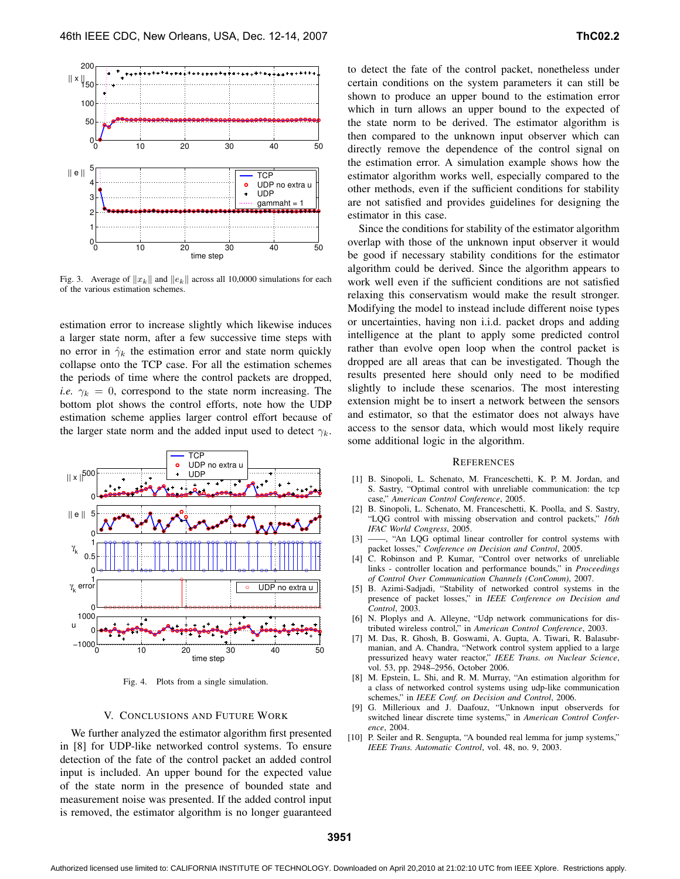200
|| x ||
150
100
50
0
0 10 20 30 40 50

|| e ||
5
4
3
2
1
0
0 10 20 30 40 50
time step

TCP
UDP no extra u
UDP
gammaht = 1

Fig. 3. Average of $\|x_k\|$ and $\|e_k\|$ across all 10,0000 simulations for each of the various estimation schemes.

estimation error to increase slightly which likewise induces a larger state norm, after a few successive time steps with no error in $\hat{\gamma}_k$ the estimation error and state norm quickly collapse onto the TCP case. For all the estimation schemes the periods of time where the control packets are dropped, *i.e.* $\gamma_k = 0$, correspond to the state norm increasing. The bottom plot shows the control efforts, note how the UDP estimation scheme applies larger control effort because of the larger state norm and the added input used to detect $\gamma_k$.

TCP
UDP no extra u
UDP

|| x ||
500
0

|| e ||
5
0

$\gamma_k$
1
0.5
0

$\gamma_k$ error
1
0
UDP no extra u

u
1000
0
−1000
0 10 20 30 40 50
time step

Fig. 4. Plots from a single simulation.

## V. Conclusions and Future Work

We further analyzed the estimator algorithm first presented in [8] for UDP-like networked control systems. To ensure detection of the fate of the control packet an added control input is included. An upper bound for the expected value of the state norm in the presence of bounded state and measurement noise was presented. If the added control input is removed, the estimator algorithm is no longer guaranteed to detect the fate of the control packet, nonetheless under certain conditions on the system parameters it can still be shown to produce an upper bound to the estimation error which in turn allows an upper bound to the expected of the state norm to be derived. The estimator algorithm is then compared to the unknown input observer which can directly remove the dependence of the control signal on the estimation error. A simulation example shows how the estimator algorithm works well, especially compared to the other methods, even if the sufficient conditions for stability are not satisfied and provides guidelines for designing the estimator in this case.

Since the conditions for stability of the estimator algorithm overlap with those of the unknown input observer it would be good if necessary stability conditions for the estimator algorithm could be derived. Since the algorithm appears to work well even if the sufficient conditions are not satisfied relaxing this conservatism would make the result stronger. Modifying the model to instead include different noise types or uncertainties, having non i.i.d. packet drops and adding intelligence at the plant to apply some predicted control rather than evolve open loop when the control packet is dropped are all areas that can be investigated. Though the results presented here should only need to be modified slightly to include these scenarios. The most interesting extension might be to insert a network between the sensors and estimator, so that the estimator does not always have access to the sensor data, which would most likely require some additional logic in the algorithm.

## References

[1] B. Sinopoli, L. Schenato, M. Franceschetti, K. P. M. Jordan, and S. Sastry, "Optimal control with unreliable communication: the tcp case," *American Control Conference*, 2005.

[2] B. Sinopoli, L. Schenato, M. Franceschetti, K. Poolla, and S. Sastry, "LQG control with missing observation and control packets," *16th IFAC World Congress*, 2005.

[3] ——, "An LQG optimal linear controller for control systems with packet losses," *Conference on Decision and Control*, 2005.

[4] C. Robinson and P. Kumar, "Control over networks of unreliable links - controller location and performance bounds," in *Proceedings of Control Over Communication Channels (ConComm)*, 2007.

[5] B. Azimi-Sadjadi, "Stability of networked control systems in the presence of packet losses," in *IEEE Conference on Decision and Control*, 2003.

[6] N. Ploplys and A. Alleyne, "Udp network communications for distributed wireless control," in *American Control Conference*, 2003.

[7] M. Das, R. Ghosh, B. Goswami, A. Gupta, A. Tiwari, R. Balasubrmanian, and A. Chandra, "Network control system applied to a large pressurized heavy water reactor," *IEEE Trans. on Nuclear Science*, vol. 53, pp. 2948–2956, October 2006.

[8] M. Epstein, L. Shi, and R. M. Murray, "An estimation algorithm for a class of networked control systems using udp-like communication schemes," in *IEEE Conf. on Decision and Control*, 2006.

[9] G. Millerioux and J. Daafouz, "Unknown input observerds for switched linear discrete time systems," in *American Control Conference*, 2004.

[10] P. Seiler and R. Sengupta, "A bounded real lemma for jump systems," *IEEE Trans. Automatic Control*, vol. 48, no. 9, 2003.